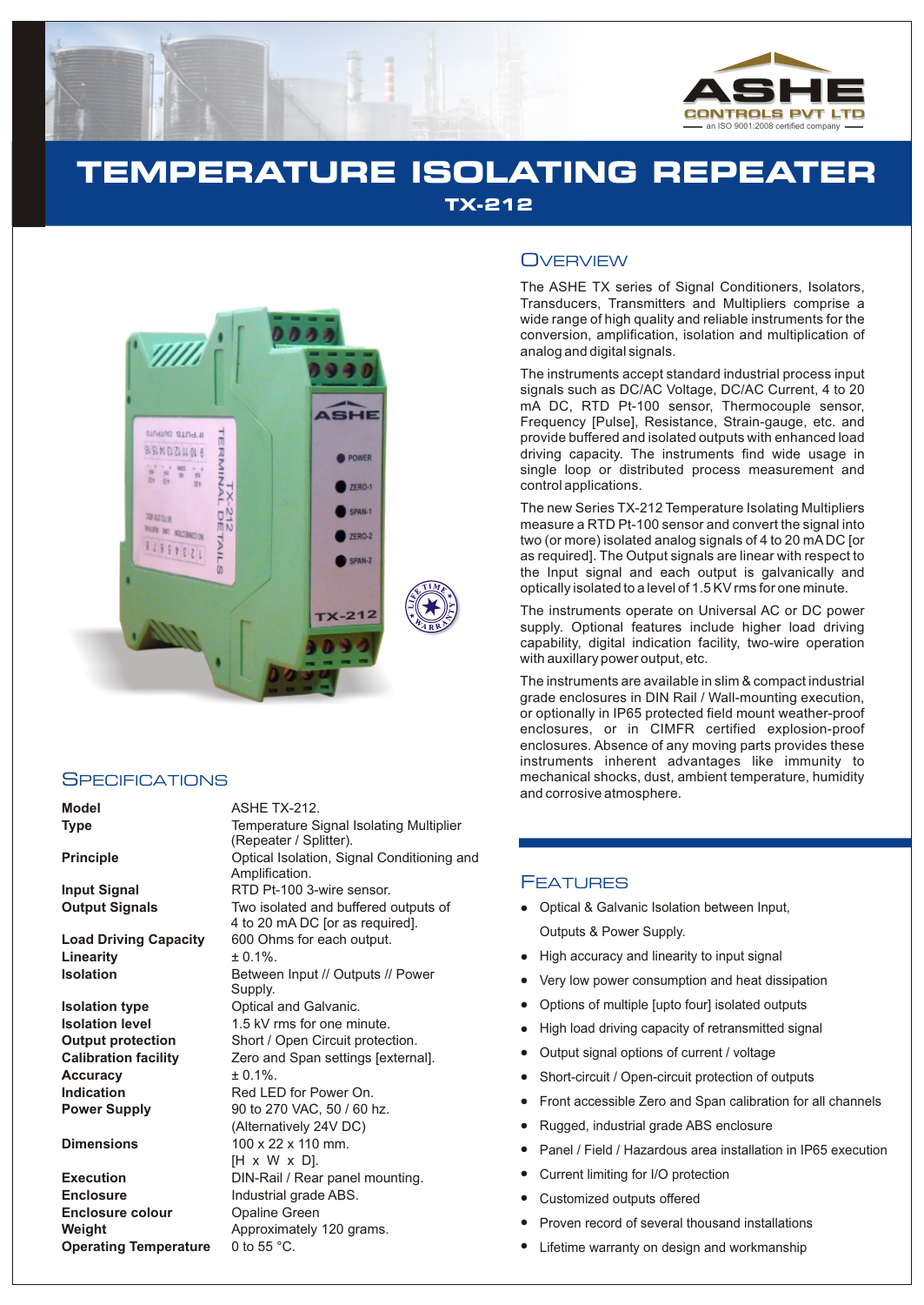# TEMPERATURE ISOLATING REPEATER

## TX-212

## Overview

The ASHE TX series of Signal Conditioners, Isolators, Transducers, Transmitters and Multipliers comprise a wide range of high quality and reliable instruments for the conversion, amplification, isolation and multiplication of analog and digital signals.

The instruments accept standard industrial process input signals such as DC/AC Voltage, DC/AC Current, 4 to 20 mA DC, RTD Pt-100 sensor, Thermocouple sensor, Frequency [Pulse], Resistance, Strain-gauge, etc. and provide buffered and isolated outputs with enhanced load driving capacity. The instruments find wide usage in single loop or distributed process measurement and control applications.

The new Series TX-212 Temperature Isolating Multipliers measure a RTD Pt-100 sensor and convert the signal into two (or more) isolated analog signals of 4 to 20 mA DC [or as required]. The Output signals are linear with respect to the Input signal and each output is galvanically and optically isolated to a level of 1.5 KV rms for one minute.

The instruments operate on Universal AC or DC power supply. Optional features include higher load driving capability, digital indication facility, two-wire operation with auxillary power output, etc.

The instruments are available in slim & compact industrial grade enclosures in DIN Rail / Wall-mounting execution, or optionally in IP65 protected field mount weather-proof enclosures, or in CIMFR certified explosion-proof enclosures. Absence of any moving parts provides these instruments inherent advantages like immunity to mechanical shocks, dust, ambient temperature, humidity and corrosive atmosphere.

## Specifications

| | |
|---|---|
| **Model** | ASHE TX-212. |
| **Type** | Temperature Signal Isolating Multiplier (Repeater / Splitter). |
| **Principle** | Optical Isolation, Signal Conditioning and Amplification. |
| **Input Signal** | RTD Pt-100 3-wire sensor. |
| **Output Signals** | Two isolated and buffered outputs of 4 to 20 mA DC [or as required]. |
| **Load Driving Capacity** | 600 Ohms for each output. |
| **Linearity** | ± 0.1%. |
| **Isolation** | Between Input // Outputs // Power Supply. |
| **Isolation type** | Optical and Galvanic. |
| **Isolation level** | 1.5 kV rms for one minute. |
| **Output protection** | Short / Open Circuit protection. |
| **Calibration facility** | Zero and Span settings [external]. |
| **Accuracy** | ± 0.1%. |
| **Indication** | Red LED for Power On. |
| **Power Supply** | 90 to 270 VAC, 50 / 60 hz. (Alternatively 24V DC) |
| **Dimensions** | 100 x 22 x 110 mm. [H x W x D]. |
| **Execution** | DIN-Rail / Rear panel mounting. |
| **Enclosure** | Industrial grade ABS. |
| **Enclosure colour** | Opaline Green |
| **Weight** | Approximately 120 grams. |
| **Operating Temperature** | 0 to 55 °C. |

## Features

- Optical & Galvanic Isolation between Input, Outputs & Power Supply.
- High accuracy and linearity to input signal
- Very low power consumption and heat dissipation
- Options of multiple [upto four] isolated outputs
- High load driving capacity of retransmitted signal
- Output signal options of current / voltage
- Short-circuit / Open-circuit protection of outputs
- Front accessible Zero and Span calibration for all channels
- Rugged, industrial grade ABS enclosure
- Panel / Field / Hazardous area installation in IP65 execution
- Current limiting for I/O protection
- Customized outputs offered
- Proven record of several thousand installations
- Lifetime warranty on design and workmanship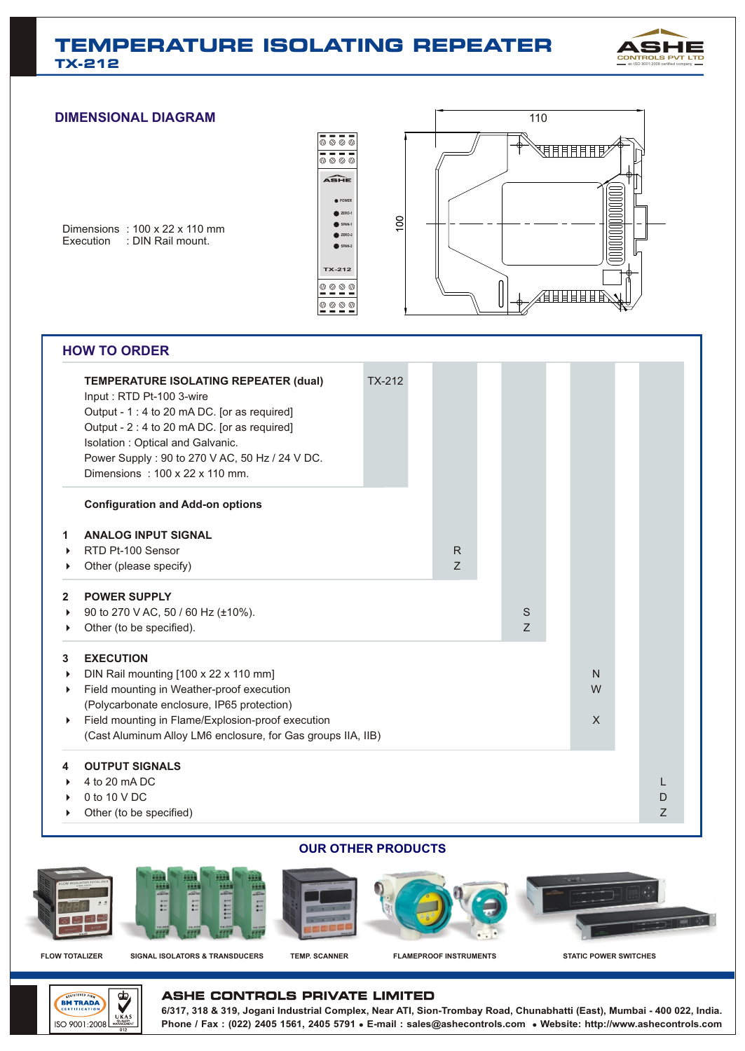# TEMPERATURE ISOLATING REPEATER

## TX-212

## DIMENSIONAL DIAGRAM

Dimensions : 100 x 22 x 110 mm
Execution : DIN Rail mount.

110

100

POWER
ZERO-1
SPAN-1
ZERO-2
SPAN-2
TX-212

## HOW TO ORDER

**TEMPERATURE ISOLATING REPEATER (dual)** TX-212

Input : RTD Pt-100 3-wire
Output - 1 : 4 to 20 mA DC. [or as required]
Output - 2 : 4 to 20 mA DC. [or as required]
Isolation : Optical and Galvanic.
Power Supply : 90 to 270 V AC, 50 Hz / 24 V DC.
Dimensions : 100 x 22 x 110 mm.

**Configuration and Add-on options**

**1 ANALOG INPUT SIGNAL**

- RTD Pt-100 Sensor — R
- Other (please specify) — Z

**2 POWER SUPPLY**

- 90 to 270 V AC, 50 / 60 Hz (±10%). — S
- Other (to be specified). — Z

**3 EXECUTION**

- DIN Rail mounting [100 x 22 x 110 mm] — N
- Field mounting in Weather-proof execution (Polycarbonate enclosure, IP65 protection) — W
- Field mounting in Flame/Explosion-proof execution (Cast Aluminum Alloy LM6 enclosure, for Gas groups IIA, IIB) — X

**4 OUTPUT SIGNALS**

- 4 to 20 mA DC — L
- 0 to 10 V DC — D
- Other (to be specified) — Z

## OUR OTHER PRODUCTS

FLOW TOTALIZER

SIGNAL ISOLATORS & TRANSDUCERS

TEMP. SCANNER

FLAMEPROOF INSTRUMENTS

STATIC POWER SWITCHES

**ASHE CONTROLS PRIVATE LIMITED**

6/317, 318 & 319, Jogani Industrial Complex, Near ATI, Sion-Trombay Road, Chunabhatti (East), Mumbai - 400 022, India.
Phone / Fax : (022) 2405 1561, 2405 5791 • E-mail : sales@ashecontrols.com • Website: http://www.ashecontrols.com

ISO 9001:2008